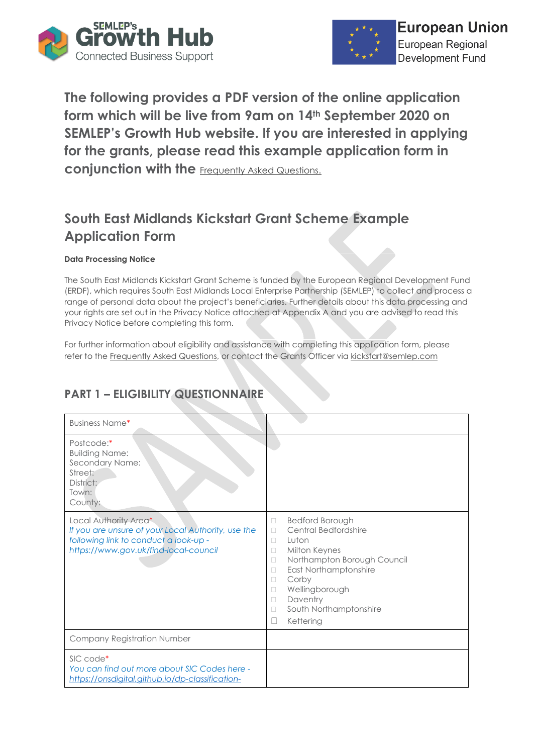**The following provides a PDF version of the online application form which will be live from 9am on 14th September 2020 on SEMLEP's Growth Hub website. If you are interested in applying for the grants, please read this example application form in conjunction with the** Frequently Asked Questions.

## South East Midlands Kickstart Grant Scheme Example Application Form

**Data Processing Notice**

The South East Midlands Kickstart Grant Scheme is funded by the European Regional Development Fund (ERDF), which requires South East Midlands Local Enterprise Partnership (SEMLEP) to collect and process a range of personal data about the project's beneficiaries. Further details about this data processing and your rights are set out in the Privacy Notice attached at Appendix A and you are advised to read this Privacy Notice before completing this form.

For further information about eligibility and assistance with completing this application form, please refer to the Frequently Asked Questions, or contact the Grants Officer via kickstart@semlep.com

## PART 1 – ELIGIBILITY QUESTIONNAIRE

| | |
|---|---|
| Business Name* | |
| Postcode:*<br>Building Name:<br>Secondary Name:<br>Street:<br>District:<br>Town:<br>County: | |
| Local Authority Area*<br>*If you are unsure of your Local Authority, use the following link to conduct a look-up - https://www.gov.uk/find-local-council* | ☐ Bedford Borough<br>☐ Central Bedfordshire<br>☐ Luton<br>☐ Milton Keynes<br>☐ Northampton Borough Council<br>☐ East Northamptonshire<br>☐ Corby<br>☐ Wellingborough<br>☐ Daventry<br>☐ South Northamptonshire<br>☐ Kettering |
| Company Registration Number | |
| SIC code*<br>*You can find out more about SIC Codes here - https://onsdigital.github.io/dp-classification-* | |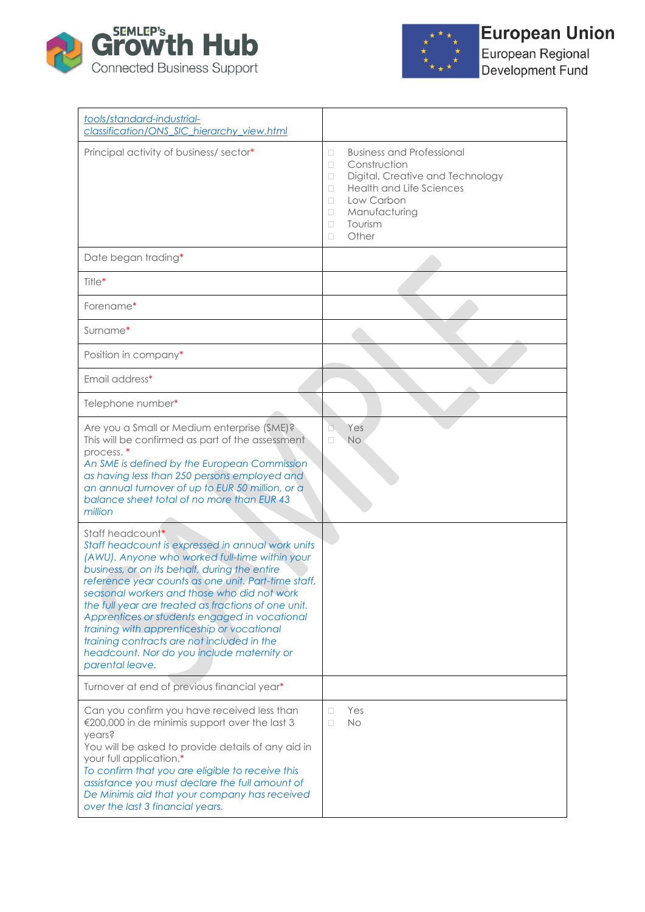| | |
|---|---|
| *tools/standard-industrial-classification/ONS_SIC_hierarchy_view.html* | |
| Principal activity of business/ sector* | □ Business and Professional<br>□ Construction<br>□ Digital, Creative and Technology<br>□ Health and Life Sciences<br>□ Low Carbon<br>□ Manufacturing<br>□ Tourism<br>□ Other |
| Date began trading* | |
| Title* | |
| Forename* | |
| Surname* | |
| Position in company* | |
| Email address* | |
| Telephone number* | |
| Are you a Small or Medium enterprise (SME)? This will be confirmed as part of the assessment process. *<br>*An SME is defined by the European Commission as having less than 250 persons employed and an annual turnover of up to EUR 50 million, or a balance sheet total of no more than EUR 43 million* | □ Yes<br>□ No |
| Staff headcount*<br>*Staff headcount is expressed in annual work units (AWU). Anyone who worked full-time within your business, or on its behalf, during the entire reference year counts as one unit. Part-time staff, seasonal workers and those who did not work the full year are treated as fractions of one unit. Apprentices or students engaged in vocational training with apprenticeship or vocational training contracts are not included in the headcount. Nor do you include maternity or parental leave.* | |
| Turnover at end of previous financial year* | |
| Can you confirm you have received less than €200,000 in de minimis support over the last 3 years?<br>You will be asked to provide details of any aid in your full application.*<br>*To confirm that you are eligible to receive this assistance you must declare the full amount of De Minimis aid that your company has received over the last 3 financial years.* | □ Yes<br>□ No |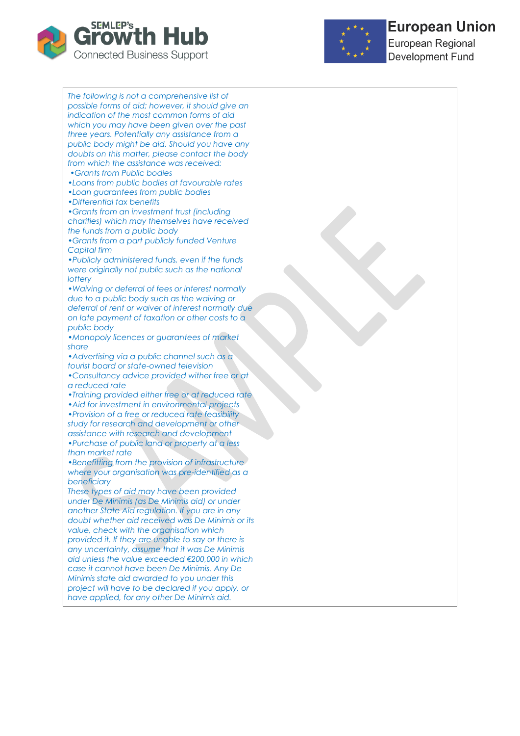| | |
|---|---|
| *The following is not a comprehensive list of possible forms of aid; however, it should give an indication of the most common forms of aid which you may have been given over the past three years. Potentially any assistance from a public body might be aid. Should you have any doubts on this matter, please contact the body from which the assistance was received:*<br>*•Grants from Public bodies*<br>*•Loans from public bodies at favourable rates*<br>*•Loan guarantees from public bodies*<br>*•Differential tax benefits*<br>*•Grants from an investment trust (including charities) which may themselves have received the funds from a public body*<br>*•Grants from a part publicly funded Venture Capital firm*<br>*•Publicly administered funds, even if the funds were originally not public such as the national lottery*<br>*•Waiving or deferral of fees or interest normally due to a public body such as the waiving or deferral of rent or waiver of interest normally due on late payment of taxation or other costs to a public body*<br>*•Monopoly licences or guarantees of market share*<br>*•Advertising via a public channel such as a tourist board or state-owned television*<br>*•Consultancy advice provided wither free or at a reduced rate*<br>*•Training provided either free or at reduced rate*<br>*•Aid for investment in environmental projects*<br>*•Provision of a free or reduced rate feasibility study for research and development or other assistance with research and development*<br>*•Purchase of public land or property at a less than market rate*<br>*•Benefitting from the provision of infrastructure where your organisation was pre-identified as a beneficiary*<br>*These types of aid may have been provided under De Minimis (as De Minimis aid) or under another State Aid regulation. If you are in any doubt whether aid received was De Minimis or its value, check with the organisation which provided it. If they are unable to say or there is any uncertainty, assume that it was De Minimis aid unless the value exceeded €200,000 in which case it cannot have been De Minimis. Any De Minimis state aid awarded to you under this project will have to be declared if you apply, or have applied, for any other De Minimis aid.* | |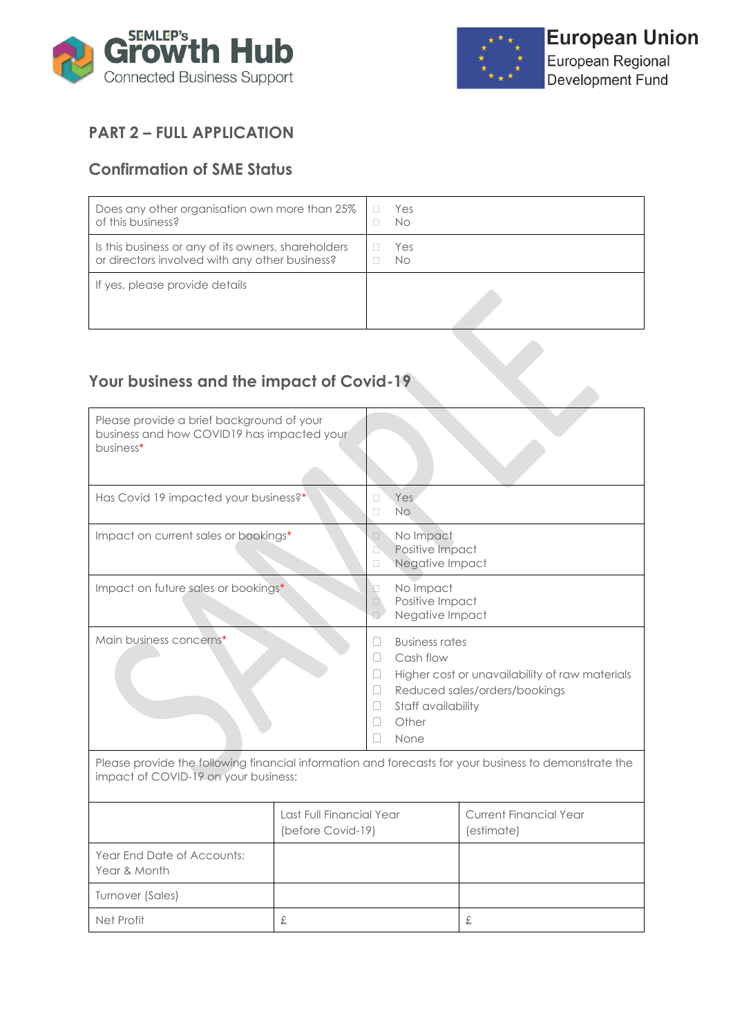## PART 2 – FULL APPLICATION

### Confirmation of SME Status

| | |
|---|---|
| Does any other organisation own more than 25% of this business? | ☐ Yes<br>☐ No |
| Is this business or any of its owners, shareholders or directors involved with any other business? | ☐ Yes<br>☐ No |
| If yes, please provide details | |

### Your business and the impact of Covid-19

| | |
|---|---|
| Please provide a brief background of your business and how COVID19 has impacted your business* | |
| Has Covid 19 impacted your business?* | ☐ Yes<br>☐ No |
| Impact on current sales or bookings* | ☐ No Impact<br>☐ Positive Impact<br>☐ Negative Impact |
| Impact on future sales or bookings* | ☐ No Impact<br>☐ Positive Impact<br>☐ Negative Impact |
| Main business concerns* | ☐ Business rates<br>☐ Cash flow<br>☐ Higher cost or unavailability of raw materials<br>☐ Reduced sales/orders/bookings<br>☐ Staff availability<br>☐ Other<br>☐ None |

Please provide the following financial information and forecasts for your business to demonstrate the impact of COVID-19 on your business:

| | Last Full Financial Year (before Covid-19) | Current Financial Year (estimate) |
|---|---|---|
| Year End Date of Accounts: Year & Month | | |
| Turnover (Sales) | | |
| Net Profit | £ | £ |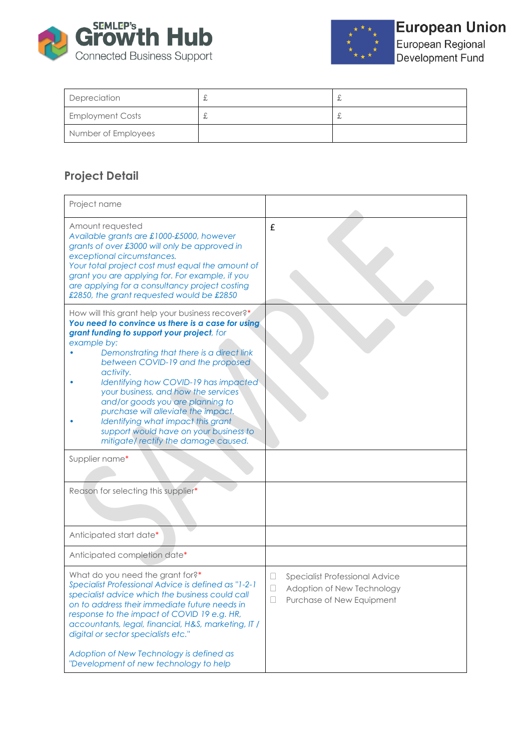| Depreciation | £ | £ |
| --- | --- | --- |
| Employment Costs | £ | £ |
| Number of Employees | | |

## Project Detail

| Project name | |
| --- | --- |
| Amount requested<br>*Available grants are £1000-£5000, however grants of over £3000 will only be approved in exceptional circumstances.*<br>*Your total project cost must equal the amount of grant you are applying for. For example, if you are applying for a consultancy project costing £2850, the grant requested would be £2850* | £ |
| How will this grant help your business recover?*<br>***You need to convince us there is a case for using grant funding to support your project**, for example by:*<br>• *Demonstrating that there is a direct link between COVID-19 and the proposed activity.*<br>• *Identifying how COVID-19 has impacted your business, and how the services and/or goods you are planning to purchase will alleviate the impact.*<br>• *Identifying what impact this grant support would have on your business to mitigate/ rectify the damage caused.* | |
| Supplier name* | |
| Reason for selecting this supplier* | |
| Anticipated start date* | |
| Anticipated completion date* | |
| What do you need the grant for?*<br>*Specialist Professional Advice is defined as "1-2-1 specialist advice which the business could call on to address their immediate future needs in response to the impact of COVID 19 e.g. HR, accountants, legal, financial, H&S, marketing, IT / digital or sector specialists etc."*<br><br>*Adoption of New Technology is defined as "Development of new technology to help* | ☐ Specialist Professional Advice<br>☐ Adoption of New Technology<br>☐ Purchase of New Equipment |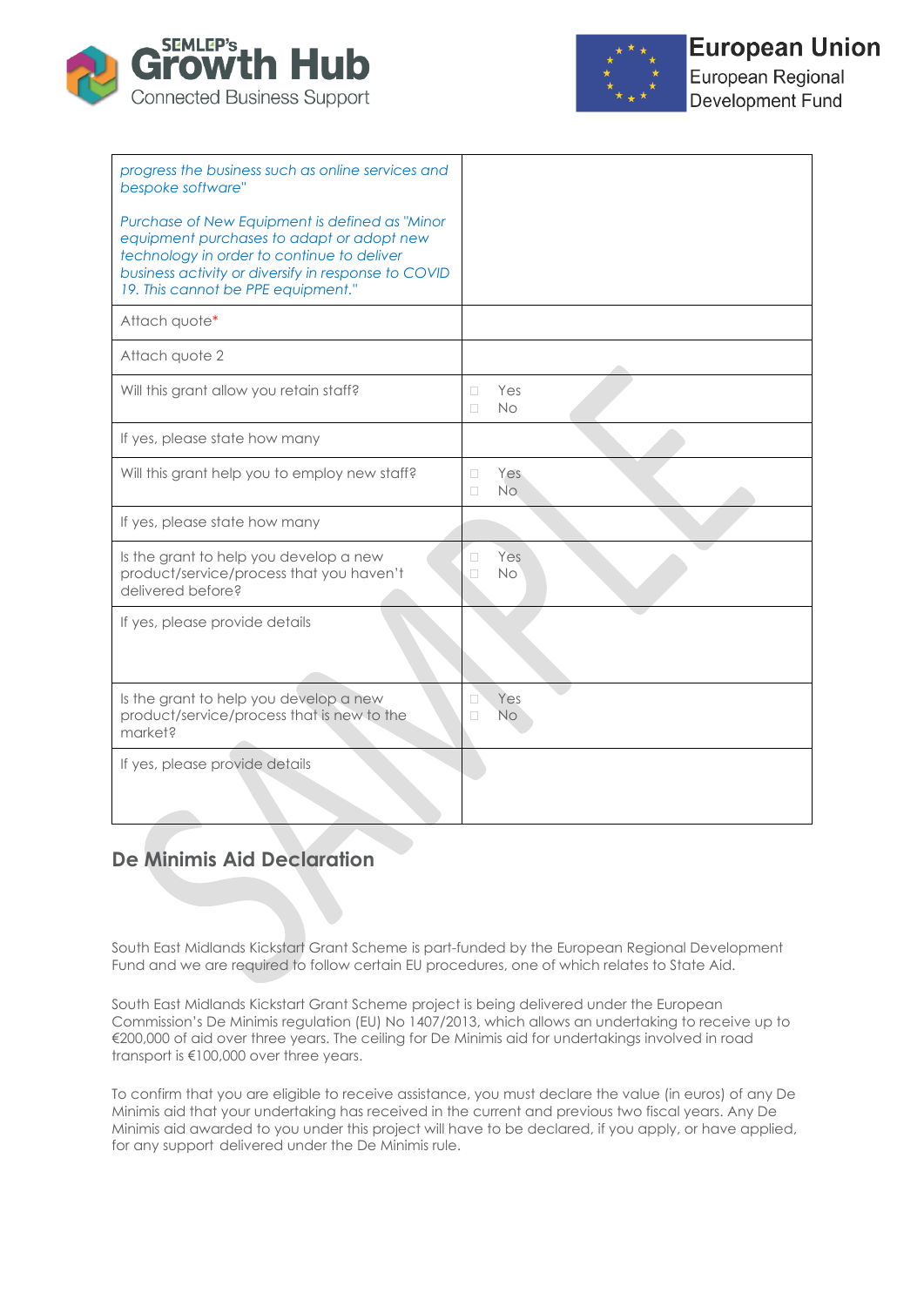| *progress the business such as online services and bespoke software"*<br><br>*Purchase of New Equipment is defined as "Minor equipment purchases to adapt or adopt new technology in order to continue to deliver business activity or diversify in response to COVID 19. This cannot be PPE equipment."* | |
|---|---|
| Attach quote* | |
| Attach quote 2 | |
| Will this grant allow you retain staff? | □ Yes<br>□ No |
| If yes, please state how many | |
| Will this grant help you to employ new staff? | □ Yes<br>□ No |
| If yes, please state how many | |
| Is the grant to help you develop a new product/service/process that you haven't delivered before? | □ Yes<br>□ No |
| If yes, please provide details | |
| Is the grant to help you develop a new product/service/process that is new to the market? | □ Yes<br>□ No |
| If yes, please provide details | |

## De Minimis Aid Declaration

South East Midlands Kickstart Grant Scheme is part-funded by the European Regional Development Fund and we are required to follow certain EU procedures, one of which relates to State Aid.

South East Midlands Kickstart Grant Scheme project is being delivered under the European Commission's De Minimis regulation (EU) No 1407/2013, which allows an undertaking to receive up to €200,000 of aid over three years. The ceiling for De Minimis aid for undertakings involved in road transport is €100,000 over three years.

To confirm that you are eligible to receive assistance, you must declare the value (in euros) of any De Minimis aid that your undertaking has received in the current and previous two fiscal years. Any De Minimis aid awarded to you under this project will have to be declared, if you apply, or have applied, for any support delivered under the De Minimis rule.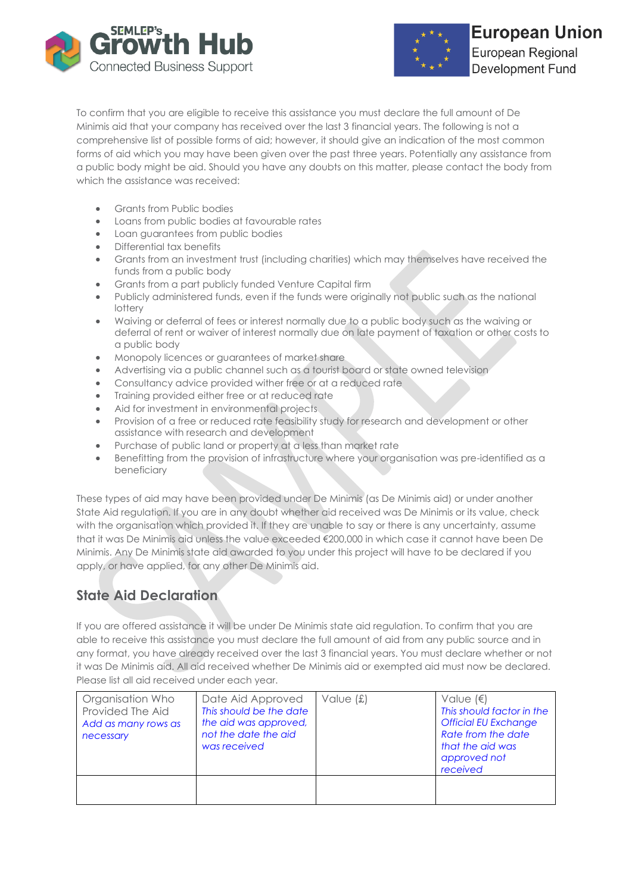To confirm that you are eligible to receive this assistance you must declare the full amount of De Minimis aid that your company has received over the last 3 financial years. The following is not a comprehensive list of possible forms of aid; however, it should give an indication of the most common forms of aid which you may have been given over the past three years. Potentially any assistance from a public body might be aid. Should you have any doubts on this matter, please contact the body from which the assistance was received:

- Grants from Public bodies
- Loans from public bodies at favourable rates
- Loan guarantees from public bodies
- Differential tax benefits
- Grants from an investment trust (including charities) which may themselves have received the funds from a public body
- Grants from a part publicly funded Venture Capital firm
- Publicly administered funds, even if the funds were originally not public such as the national lottery
- Waiving or deferral of fees or interest normally due to a public body such as the waiving or deferral of rent or waiver of interest normally due on late payment of taxation or other costs to a public body
- Monopoly licences or guarantees of market share
- Advertising via a public channel such as a tourist board or state owned television
- Consultancy advice provided wither free or at a reduced rate
- Training provided either free or at reduced rate
- Aid for investment in environmental projects
- Provision of a free or reduced rate feasibility study for research and development or other assistance with research and development
- Purchase of public land or property at a less than market rate
- Benefitting from the provision of infrastructure where your organisation was pre-identified as a beneficiary

These types of aid may have been provided under De Minimis (as De Minimis aid) or under another State Aid regulation. If you are in any doubt whether aid received was De Minimis or its value, check with the organisation which provided it. If they are unable to say or there is any uncertainty, assume that it was De Minimis aid unless the value exceeded €200,000 in which case it cannot have been De Minimis. Any De Minimis state aid awarded to you under this project will have to be declared if you apply, or have applied, for any other De Minimis aid.

## State Aid Declaration

If you are offered assistance it will be under De Minimis state aid regulation. To confirm that you are able to receive this assistance you must declare the full amount of aid from any public source and in any format, you have already received over the last 3 financial years. You must declare whether or not it was De Minimis aid. All aid received whether De Minimis aid or exempted aid must now be declared. Please list all aid received under each year.

| Organisation Who Provided The Aid *Add as many rows as necessary* | Date Aid Approved *This should be the date the aid was approved, not the date the aid was received* | Value (£) | Value (€) *This should factor in the Official EU Exchange Rate from the date that the aid was approved not received* |
|---|---|---|---|
| | | | |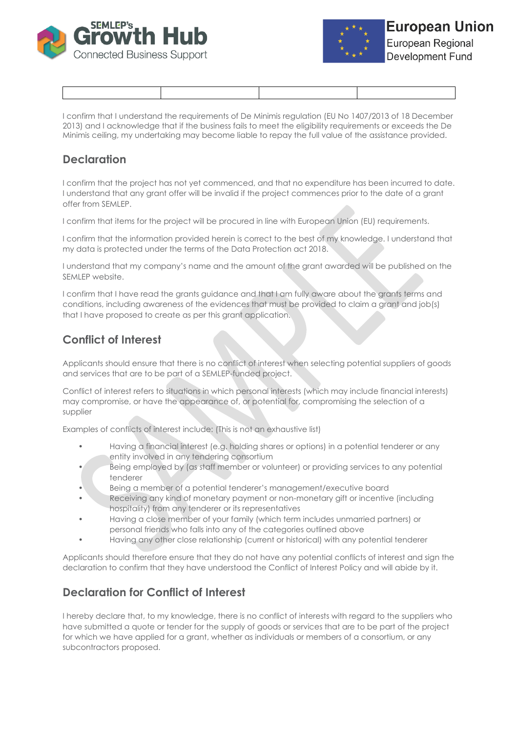| | | | |
|---|---|---|---|

I confirm that I understand the requirements of De Minimis regulation (EU No 1407/2013 of 18 December 2013) and I acknowledge that if the business fails to meet the eligibility requirements or exceeds the De Minimis ceiling, my undertaking may become liable to repay the full value of the assistance provided.

## Declaration

I confirm that the project has not yet commenced, and that no expenditure has been incurred to date. I understand that any grant offer will be invalid if the project commences prior to the date of a grant offer from SEMLEP.

I confirm that items for the project will be procured in line with European Union (EU) requirements.

I confirm that the information provided herein is correct to the best of my knowledge. I understand that my data is protected under the terms of the Data Protection act 2018.

I understand that my company's name and the amount of the grant awarded will be published on the SEMLEP website.

I confirm that I have read the grants guidance and that I am fully aware about the grants terms and conditions, including awareness of the evidences that must be provided to claim a grant and job(s) that I have proposed to create as per this grant application.

## Conflict of Interest

Applicants should ensure that there is no conflict of interest when selecting potential suppliers of goods and services that are to be part of a SEMLEP-funded project.

Conflict of interest refers to situations in which personal interests (which may include financial interests) may compromise, or have the appearance of, or potential for, compromising the selection of a supplier

Examples of conflicts of interest include: (This is not an exhaustive list)

- Having a financial interest (e.g. holding shares or options) in a potential tenderer or any entity involved in any tendering consortium
- Being employed by (as staff member or volunteer) or providing services to any potential tenderer
- Being a member of a potential tenderer's management/executive board
- Receiving any kind of monetary payment or non-monetary gift or incentive (including hospitality) from any tenderer or its representatives
- Having a close member of your family (which term includes unmarried partners) or personal friends who falls into any of the categories outlined above
- Having any other close relationship (current or historical) with any potential tenderer

Applicants should therefore ensure that they do not have any potential conflicts of interest and sign the declaration to confirm that they have understood the Conflict of Interest Policy and will abide by it.

## Declaration for Conflict of Interest

I hereby declare that, to my knowledge, there is no conflict of interests with regard to the suppliers who have submitted a quote or tender for the supply of goods or services that are to be part of the project for which we have applied for a grant, whether as individuals or members of a consortium, or any subcontractors proposed.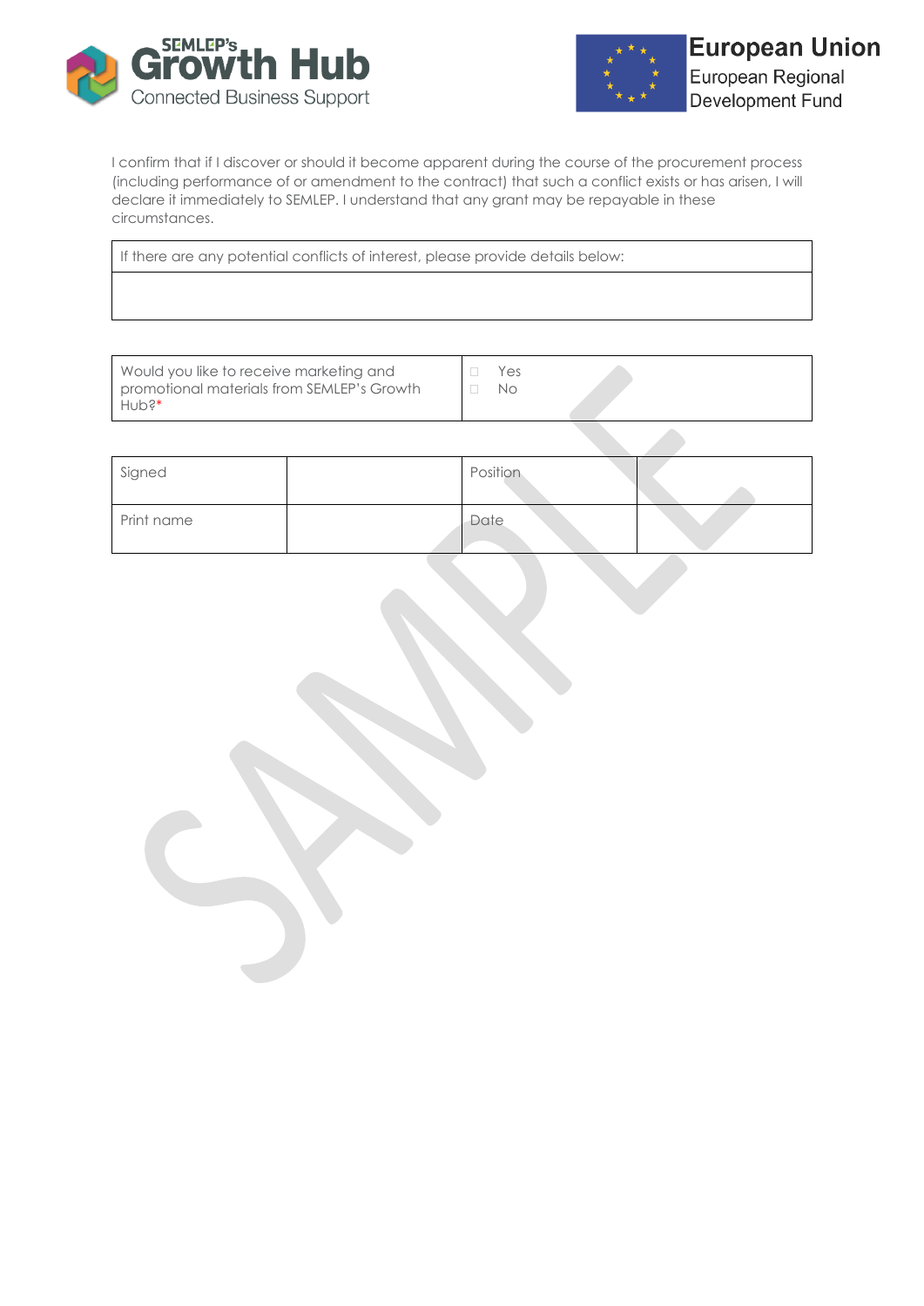I confirm that if I discover or should it become apparent during the course of the procurement process (including performance of or amendment to the contract) that such a conflict exists or has arisen, I will declare it immediately to SEMLEP. I understand that any grant may be repayable in these circumstances.

| If there are any potential conflicts of interest, please provide details below: |
| --- |
| |

| Would you like to receive marketing and promotional materials from SEMLEP's Growth Hub?* | ☐ Yes<br>☐ No |
| --- | --- |

| Signed | | Position | |
| --- | --- | --- | --- |
| Print name | | Date | |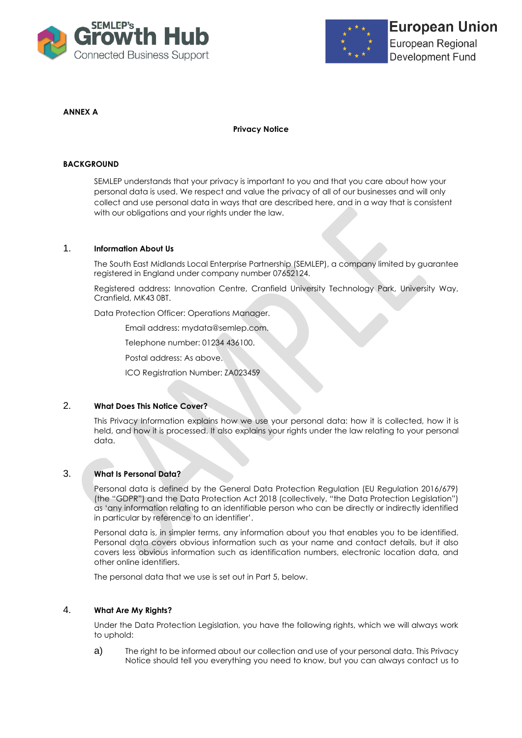**ANNEX A**

**Privacy Notice**

**BACKGROUND**

SEMLEP understands that your privacy is important to you and that you care about how your personal data is used. We respect and value the privacy of all of our businesses and will only collect and use personal data in ways that are described here, and in a way that is consistent with our obligations and your rights under the law.

1. **Information About Us**

The South East Midlands Local Enterprise Partnership (SEMLEP), a company limited by guarantee registered in England under company number 07652124.

Registered address: Innovation Centre, Cranfield University Technology Park, University Way, Cranfield, MK43 0BT.

Data Protection Officer: Operations Manager.

Email address: mydata@semlep.com.

Telephone number: 01234 436100.

Postal address: As above.

ICO Registration Number: ZA023459

2. **What Does This Notice Cover?**

This Privacy Information explains how we use your personal data: how it is collected, how it is held, and how it is processed. It also explains your rights under the law relating to your personal data.

3. **What Is Personal Data?**

Personal data is defined by the General Data Protection Regulation (EU Regulation 2016/679) (the "GDPR") and the Data Protection Act 2018 (collectively, "the Data Protection Legislation") as 'any information relating to an identifiable person who can be directly or indirectly identified in particular by reference to an identifier'.

Personal data is, in simpler terms, any information about you that enables you to be identified. Personal data covers obvious information such as your name and contact details, but it also covers less obvious information such as identification numbers, electronic location data, and other online identifiers.

The personal data that we use is set out in Part 5, below.

4. **What Are My Rights?**

Under the Data Protection Legislation, you have the following rights, which we will always work to uphold:

a) The right to be informed about our collection and use of your personal data. This Privacy Notice should tell you everything you need to know, but you can always contact us to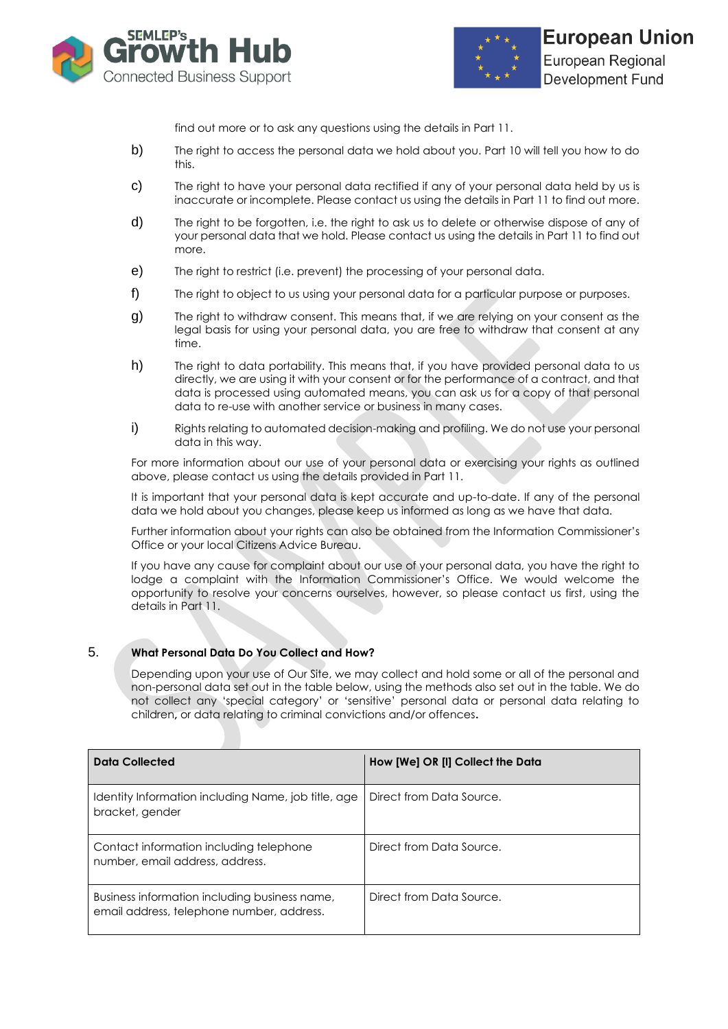find out more or to ask any questions using the details in Part 11.

b) The right to access the personal data we hold about you. Part 10 will tell you how to do this.

c) The right to have your personal data rectified if any of your personal data held by us is inaccurate or incomplete. Please contact us using the details in Part 11 to find out more.

d) The right to be forgotten, i.e. the right to ask us to delete or otherwise dispose of any of your personal data that we hold. Please contact us using the details in Part 11 to find out more.

e) The right to restrict (i.e. prevent) the processing of your personal data.

f) The right to object to us using your personal data for a particular purpose or purposes.

g) The right to withdraw consent. This means that, if we are relying on your consent as the legal basis for using your personal data, you are free to withdraw that consent at any time.

h) The right to data portability. This means that, if you have provided personal data to us directly, we are using it with your consent or for the performance of a contract, and that data is processed using automated means, you can ask us for a copy of that personal data to re-use with another service or business in many cases.

i) Rights relating to automated decision-making and profiling. We do not use your personal data in this way.

For more information about our use of your personal data or exercising your rights as outlined above, please contact us using the details provided in Part 11.

It is important that your personal data is kept accurate and up-to-date. If any of the personal data we hold about you changes, please keep us informed as long as we have that data.

Further information about your rights can also be obtained from the Information Commissioner's Office or your local Citizens Advice Bureau.

If you have any cause for complaint about our use of your personal data, you have the right to lodge a complaint with the Information Commissioner's Office. We would welcome the opportunity to resolve your concerns ourselves, however, so please contact us first, using the details in Part 11.

## 5. What Personal Data Do You Collect and How?

Depending upon your use of Our Site, we may collect and hold some or all of the personal and non-personal data set out in the table below, using the methods also set out in the table. We do not collect any 'special category' or 'sensitive' personal data or personal data relating to children, or data relating to criminal convictions and/or offences.

| Data Collected | How [We] OR [I] Collect the Data |
|---|---|
| Identity Information including Name, job title, age bracket, gender | Direct from Data Source. |
| Contact information including telephone number, email address, address. | Direct from Data Source. |
| Business information including business name, email address, telephone number, address. | Direct from Data Source. |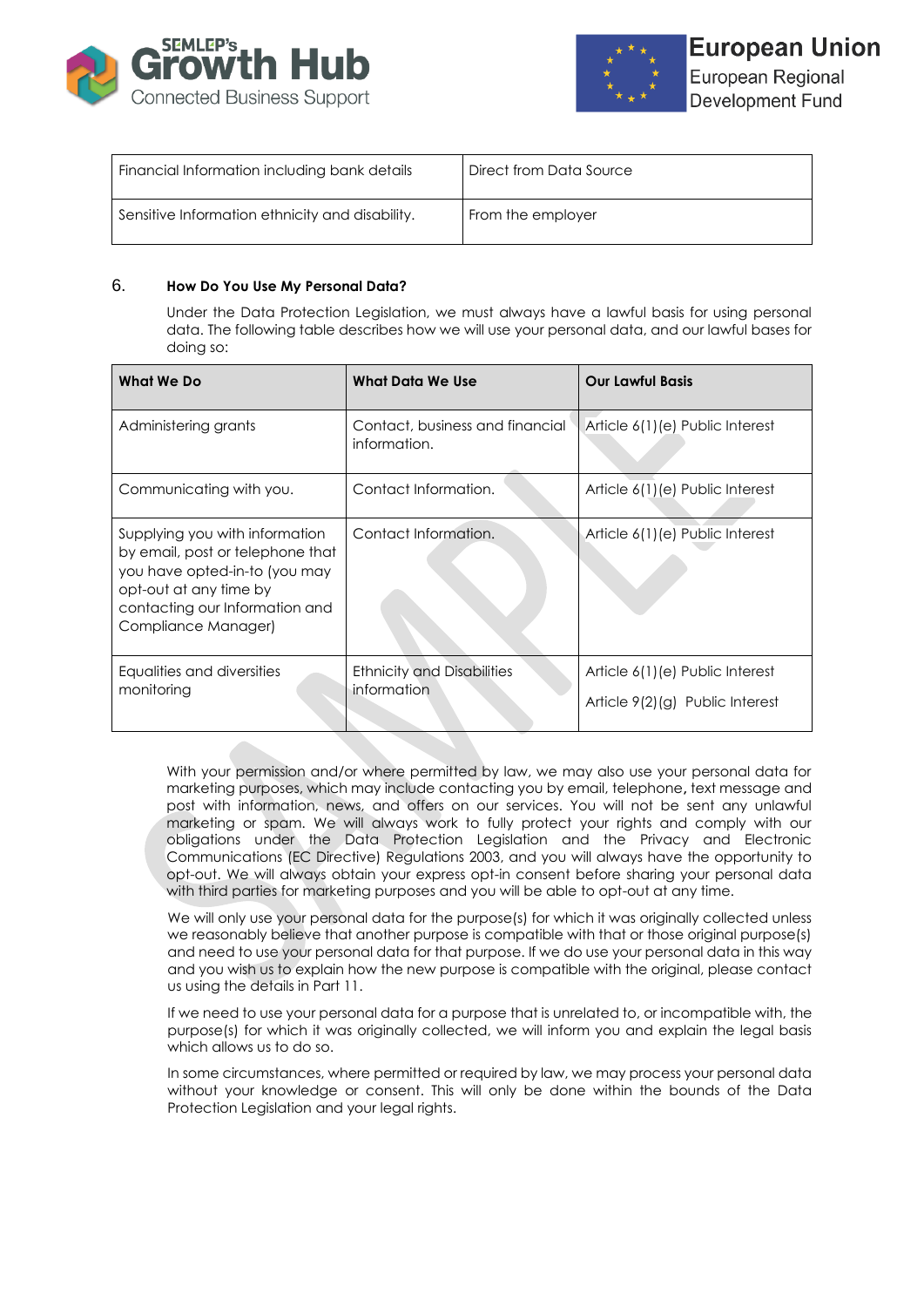| Financial Information including bank details | Direct from Data Source |
|---|---|
| Sensitive Information ethnicity and disability. | From the employer |

## 6. How Do You Use My Personal Data?

Under the Data Protection Legislation, we must always have a lawful basis for using personal data. The following table describes how we will use your personal data, and our lawful bases for doing so:

| What We Do | What Data We Use | Our Lawful Basis |
|---|---|---|
| Administering grants | Contact, business and financial information. | Article 6(1)(e) Public Interest |
| Communicating with you. | Contact Information. | Article 6(1)(e) Public Interest |
| Supplying you with information by email, post or telephone that you have opted-in-to (you may opt-out at any time by contacting our Information and Compliance Manager) | Contact Information. | Article 6(1)(e) Public Interest |
| Equalities and diversities monitoring | Ethnicity and Disabilities information | Article 6(1)(e) Public Interest<br>Article 9(2)(g) Public Interest |

With your permission and/or where permitted by law, we may also use your personal data for marketing purposes, which may include contacting you by email, telephone, text message and post with information, news, and offers on our services. You will not be sent any unlawful marketing or spam. We will always work to fully protect your rights and comply with our obligations under the Data Protection Legislation and the Privacy and Electronic Communications (EC Directive) Regulations 2003, and you will always have the opportunity to opt-out. We will always obtain your express opt-in consent before sharing your personal data with third parties for marketing purposes and you will be able to opt-out at any time.

We will only use your personal data for the purpose(s) for which it was originally collected unless we reasonably believe that another purpose is compatible with that or those original purpose(s) and need to use your personal data for that purpose. If we do use your personal data in this way and you wish us to explain how the new purpose is compatible with the original, please contact us using the details in Part 11.

If we need to use your personal data for a purpose that is unrelated to, or incompatible with, the purpose(s) for which it was originally collected, we will inform you and explain the legal basis which allows us to do so.

In some circumstances, where permitted or required by law, we may process your personal data without your knowledge or consent. This will only be done within the bounds of the Data Protection Legislation and your legal rights.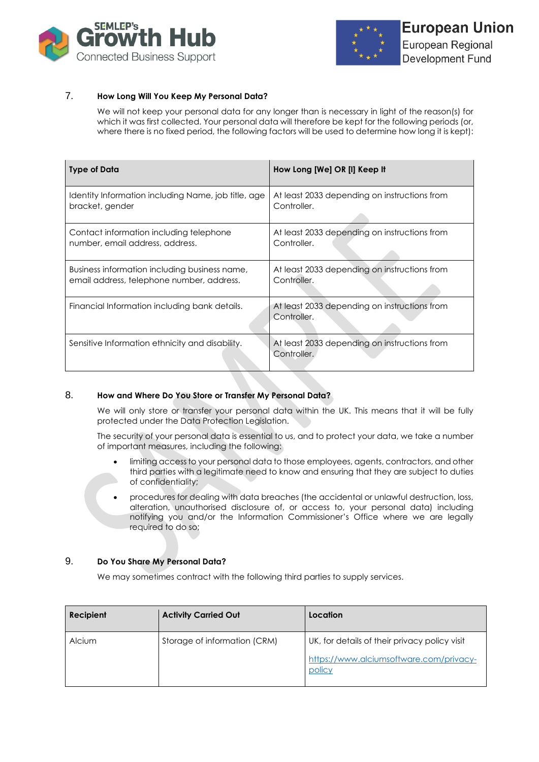## 7. How Long Will You Keep My Personal Data?

We will not keep your personal data for any longer than is necessary in light of the reason(s) for which it was first collected. Your personal data will therefore be kept for the following periods (or, where there is no fixed period, the following factors will be used to determine how long it is kept):

| Type of Data | How Long [We] OR [I] Keep It |
|---|---|
| Identity Information including Name, job title, age bracket, gender | At least 2033 depending on instructions from Controller. |
| Contact information including telephone number, email address, address. | At least 2033 depending on instructions from Controller. |
| Business information including business name, email address, telephone number, address. | At least 2033 depending on instructions from Controller. |
| Financial Information including bank details. | At least 2033 depending on instructions from Controller. |
| Sensitive Information ethnicity and disability. | At least 2033 depending on instructions from Controller. |

## 8. How and Where Do You Store or Transfer My Personal Data?

We will only store or transfer your personal data within the UK. This means that it will be fully protected under the Data Protection Legislation.

The security of your personal data is essential to us, and to protect your data, we take a number of important measures, including the following:

- limiting access to your personal data to those employees, agents, contractors, and other third parties with a legitimate need to know and ensuring that they are subject to duties of confidentiality;
- procedures for dealing with data breaches (the accidental or unlawful destruction, loss, alteration, unauthorised disclosure of, or access to, your personal data) including notifying you and/or the Information Commissioner's Office where we are legally required to do so;

## 9. Do You Share My Personal Data?

We may sometimes contract with the following third parties to supply services.

| Recipient | Activity Carried Out | Location |
|---|---|---|
| Alcium | Storage of information (CRM) | UK, for details of their privacy policy visit https://www.alciumsoftware.com/privacy-policy |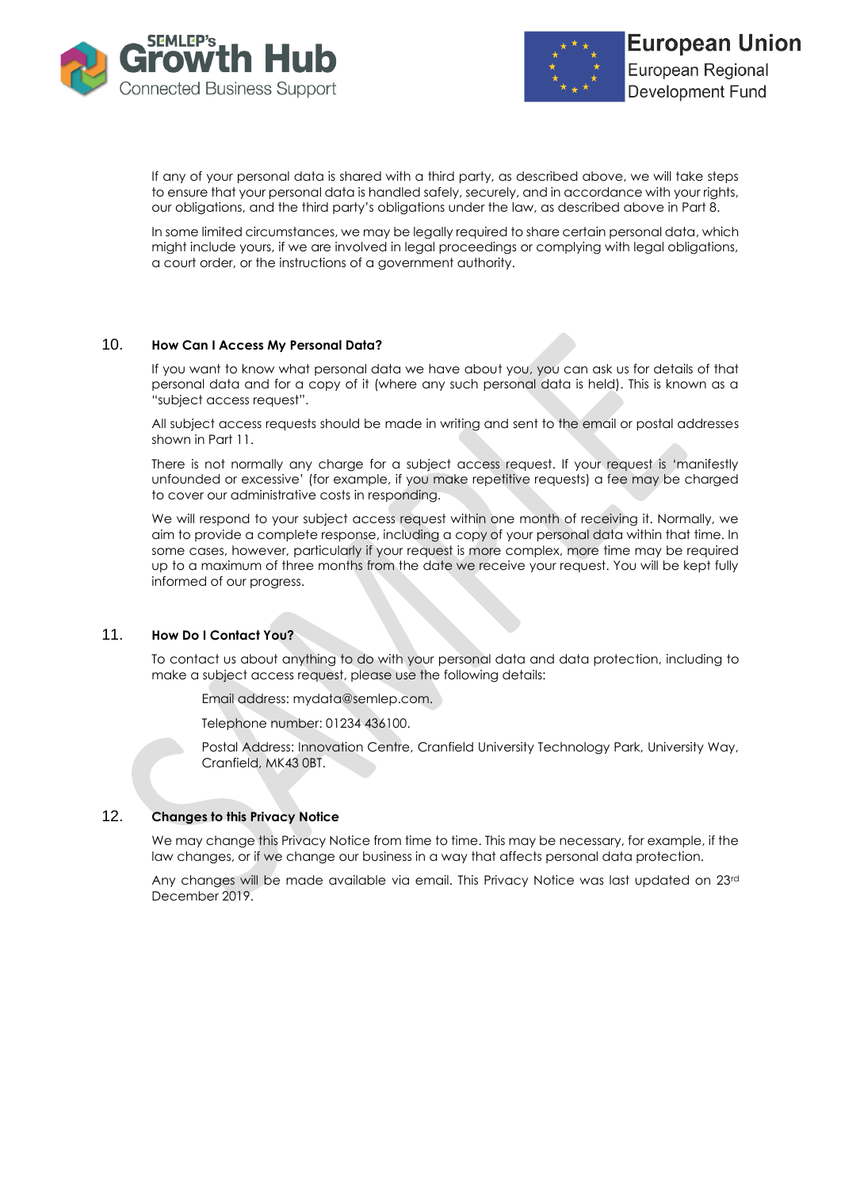If any of your personal data is shared with a third party, as described above, we will take steps to ensure that your personal data is handled safely, securely, and in accordance with your rights, our obligations, and the third party's obligations under the law, as described above in Part 8.

In some limited circumstances, we may be legally required to share certain personal data, which might include yours, if we are involved in legal proceedings or complying with legal obligations, a court order, or the instructions of a government authority.

## 10. How Can I Access My Personal Data?

If you want to know what personal data we have about you, you can ask us for details of that personal data and for a copy of it (where any such personal data is held). This is known as a "subject access request".

All subject access requests should be made in writing and sent to the email or postal addresses shown in Part 11.

There is not normally any charge for a subject access request. If your request is 'manifestly unfounded or excessive' (for example, if you make repetitive requests) a fee may be charged to cover our administrative costs in responding.

We will respond to your subject access request within one month of receiving it. Normally, we aim to provide a complete response, including a copy of your personal data within that time. In some cases, however, particularly if your request is more complex, more time may be required up to a maximum of three months from the date we receive your request. You will be kept fully informed of our progress.

## 11. How Do I Contact You?

To contact us about anything to do with your personal data and data protection, including to make a subject access request, please use the following details:

Email address: mydata@semlep.com.

Telephone number: 01234 436100.

Postal Address: Innovation Centre, Cranfield University Technology Park, University Way, Cranfield, MK43 0BT.

## 12. Changes to this Privacy Notice

We may change this Privacy Notice from time to time. This may be necessary, for example, if the law changes, or if we change our business in a way that affects personal data protection.

Any changes will be made available via email. This Privacy Notice was last updated on 23rd December 2019.